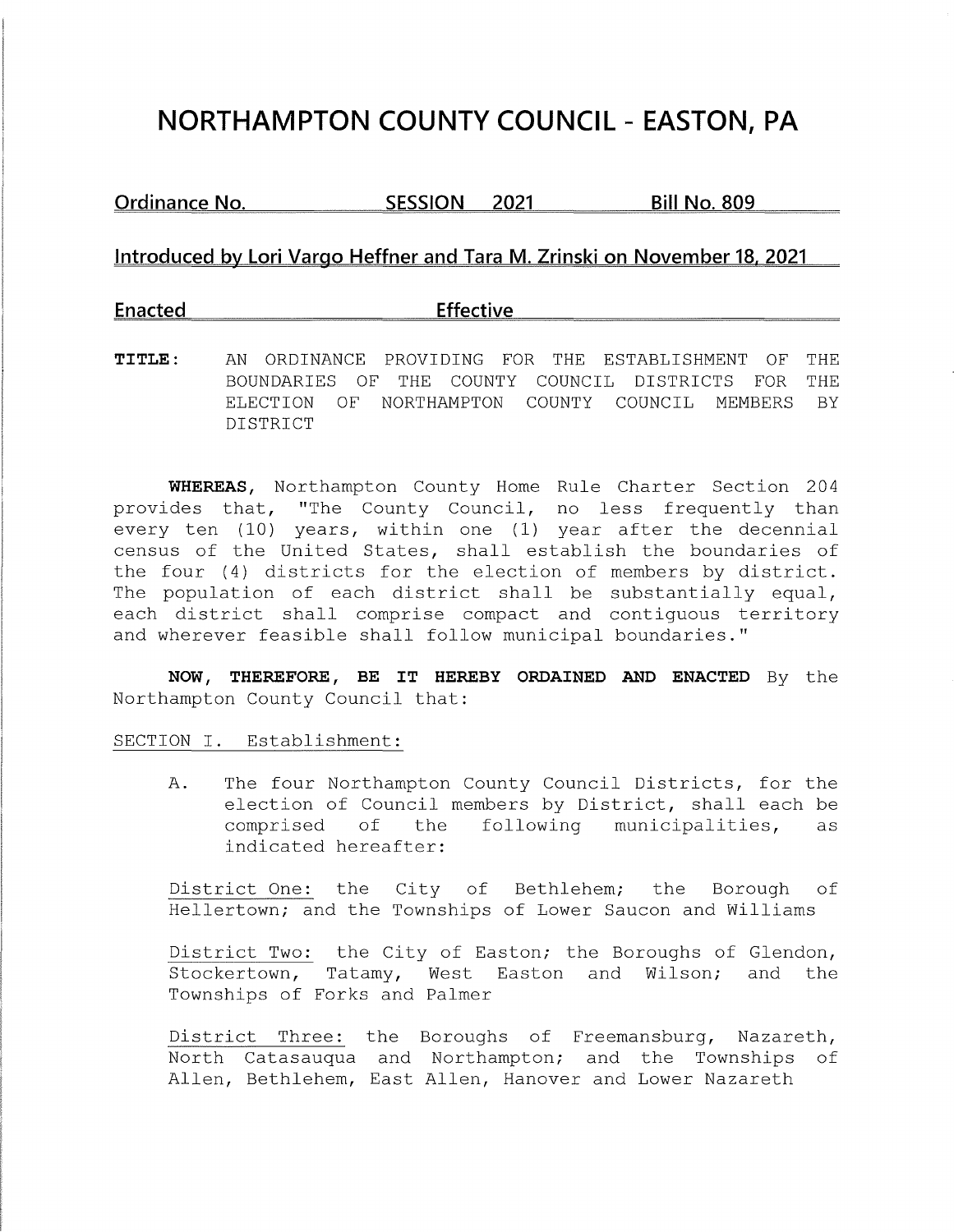# NORTHAMPTON COUNTY COUNCIL - EASTON, PA

**Ordinance No. SESSION 2021 Bill No. 809**

**Introduced by Lori Vargo Heffner and Tara M. Zrinski on November 18, 2021**

**Enacted Effective**

**TITLE:** AN ORDINANCE PROVIDING FOR THE ESTABLISHMENT OF THE BOUNDARIES OF THE COUNTY COUNCIL DISTRICTS FOR THE ELECTION OF NORTHAMPTON COUNTY COUNCIL MEMBERS BY DISTRICT

**WHEREAS,** Northampton County Home Rule Charter Section 204 provides that, "The County Council, no less frequently than every ten (10) years, within one (1) year after the decennial census of the United States, shall establish the boundaries of the four (4) districts for the election of members by district. The population of each district shall be substantially equal, each district shall comprise compact and contiguous territory and wherever feasible shall follow municipal boundaries."

**NOW, THEREFORE, BE IT HEREBY ORDAINED AND ENACTED** By the Northampton County Council that:

SECTION I. Establishment:

A. The four Northampton County Council Districts, for the election of Council members by District, shall each be comprised of the following municipalities, as indicated hereafter:

District One: the City of Bethlehem; the Borough of Hellertown; and the Townships of Lower Saucon and Williams

District Two: the City of Easton; the Boroughs of Glendon, Stockertown, Tatamy, West Easton and Wilson; and the Townships of Forks and Palmer

District Three: the Boroughs of Freemansburg, Nazareth, North Catasauqua and Northampton; and the Townships of Allen, Bethlehem, East Allen, Hanover and Lower Nazareth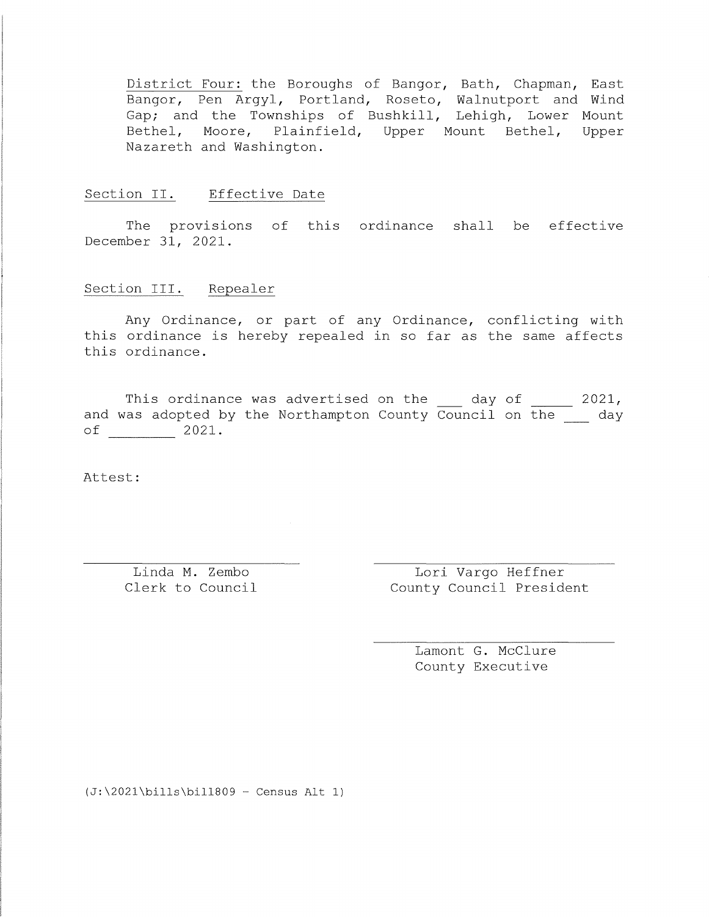District Four: the Boroughs of Bangor, Bath, Chapman, East Bangor, Pen Argyl, Portland, Roseto, Walnutport and Wind Gap; and the Townships of Bushkill, Lehigh, Lower Mount Bethel, Moore, Plainfield, Upper Mount Bethel, Upper Nazareth and Washington.

Section II. Effective Date

The provisions of this ordinance shall be effective December 31, 2021.

Section III. Repealer

Any Ordinance, or part of any Ordinance, conflicting with this ordinance is hereby repealed in so far as the same affects this ordinance.

This ordinance was advertised on the ___ day of _____ 2021, and was adopted by the Northampton County Council on the ___ day of ________ 2021.

Attest:

______________________
Linda M. Zembo
Clerk to Council

______________________
Lori Vargo Heffner
County Council President

______________________
Lamont G. McClure
County Executive

(J:\2021\bills\bill809 - Census Alt 1)